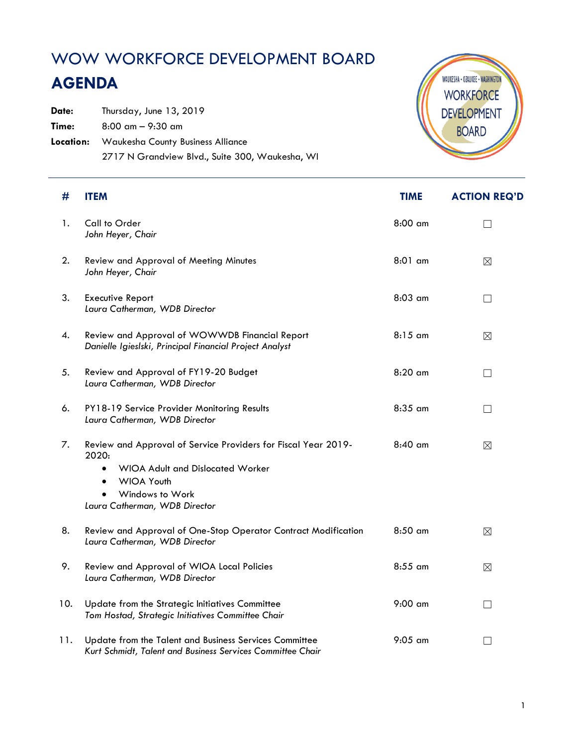# WOW WORKFORCE DEVELOPMENT BOARD

## AGENDA

**Date:** Thursday, June 13, 2019

**Time:** 8:00 am – 9:30 am

**Location:** Waukesha County Business Alliance
2717 N Grandview Blvd., Suite 300, Waukesha, WI

| # | ITEM | TIME | ACTION REQ'D |
|---|---|---|---|
| 1. | Call to Order<br>*John Heyer, Chair* | 8:00 am | ☐ |
| 2. | Review and Approval of Meeting Minutes<br>*John Heyer, Chair* | 8:01 am | ☒ |
| 3. | Executive Report<br>*Laura Catherman, WDB Director* | 8:03 am | ☐ |
| 4. | Review and Approval of WOWWDB Financial Report<br>*Danielle Igieslski, Principal Financial Project Analyst* | 8:15 am | ☒ |
| 5. | Review and Approval of FY19-20 Budget<br>*Laura Catherman, WDB Director* | 8:20 am | ☐ |
| 6. | PY18-19 Service Provider Monitoring Results<br>*Laura Catherman, WDB Director* | 8:35 am | ☐ |
| 7. | Review and Approval of Service Providers for Fiscal Year 2019-2020:<br>• WIOA Adult and Dislocated Worker<br>• WIOA Youth<br>• Windows to Work<br>*Laura Catherman, WDB Director* | 8:40 am | ☒ |
| 8. | Review and Approval of One-Stop Operator Contract Modification<br>*Laura Catherman, WDB Director* | 8:50 am | ☒ |
| 9. | Review and Approval of WIOA Local Policies<br>*Laura Catherman, WDB Director* | 8:55 am | ☒ |
| 10. | Update from the Strategic Initiatives Committee<br>*Tom Hostad, Strategic Initiatives Committee Chair* | 9:00 am | ☐ |
| 11. | Update from the Talent and Business Services Committee<br>*Kurt Schmidt, Talent and Business Services Committee Chair* | 9:05 am | ☐ |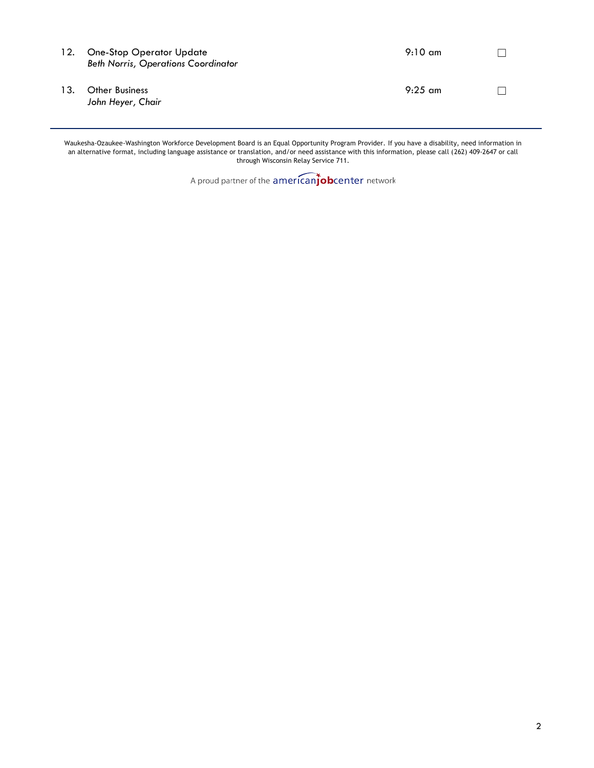| | | | |
|---|---|---|---|
| 12. | One-Stop Operator Update<br>*Beth Norris, Operations Coordinator* | 9:10 am | ☐ |
| 13. | Other Business<br>*John Heyer, Chair* | 9:25 am | ☐ |

---

Waukesha-Ozaukee-Washington Workforce Development Board is an Equal Opportunity Program Provider. If you have a disability, need information in an alternative format, including language assistance or translation, and/or need assistance with this information, please call (262) 409-2647 or call through Wisconsin Relay Service 711.

A proud partner of the americanjobcenter network